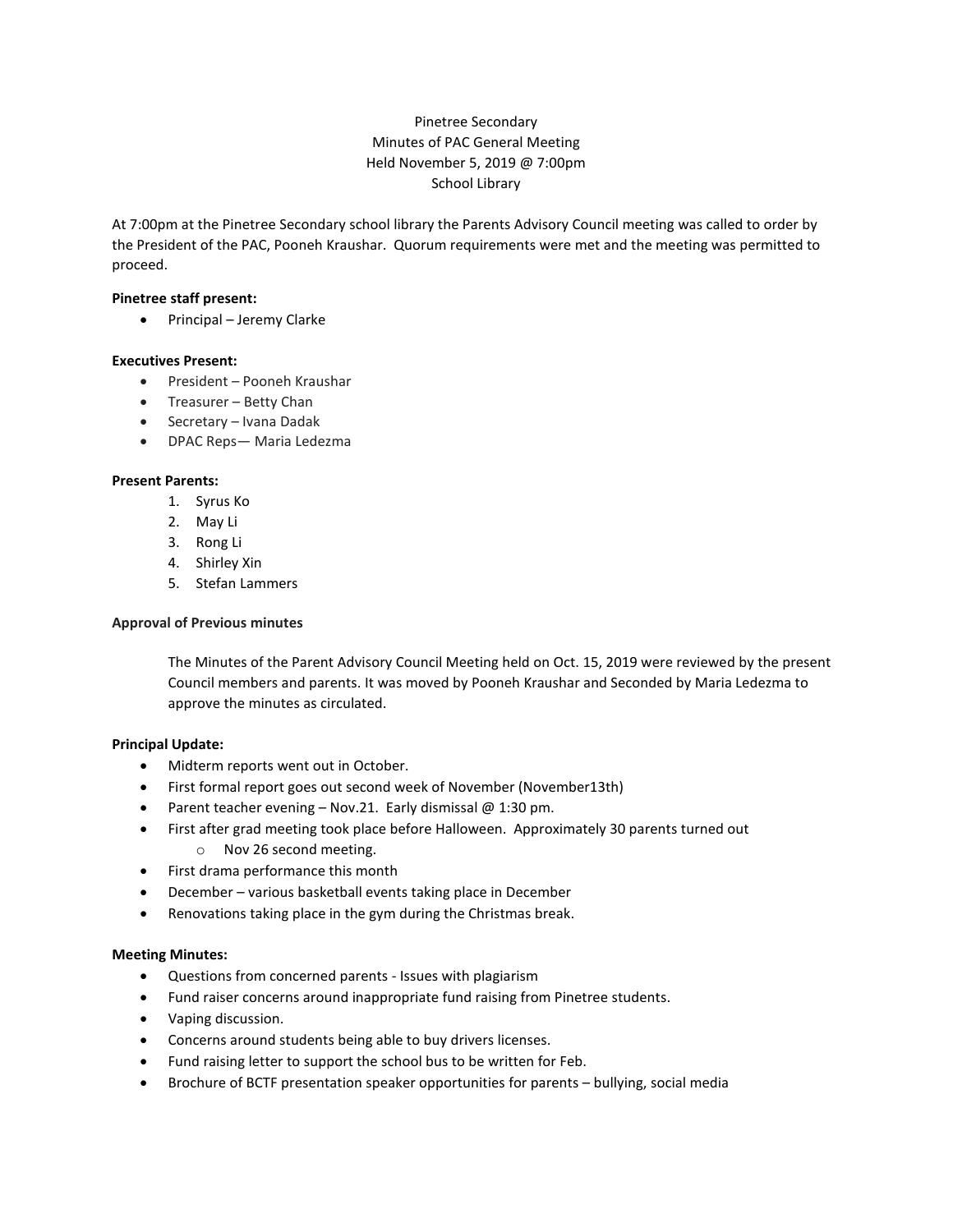Pinetree Secondary
Minutes of PAC General Meeting
Held November 5, 2019 @ 7:00pm
School Library

At 7:00pm at the Pinetree Secondary school library the Parents Advisory Council meeting was called to order by the President of the PAC, Pooneh Kraushar. Quorum requirements were met and the meeting was permitted to proceed.

**Pinetree staff present:**

- Principal – Jeremy Clarke

**Executives Present:**

- President – Pooneh Kraushar
- Treasurer – Betty Chan
- Secretary – Ivana Dadak
- DPAC Reps— Maria Ledezma

**Present Parents:**

1. Syrus Ko
2. May Li
3. Rong Li
4. Shirley Xin
5. Stefan Lammers

**Approval of Previous minutes**

The Minutes of the Parent Advisory Council Meeting held on Oct. 15, 2019 were reviewed by the present Council members and parents. It was moved by Pooneh Kraushar and Seconded by Maria Ledezma to approve the minutes as circulated.

**Principal Update:**

- Midterm reports went out in October.
- First formal report goes out second week of November (November13th)
- Parent teacher evening – Nov.21. Early dismissal @ 1:30 pm.
- First after grad meeting took place before Halloween. Approximately 30 parents turned out
    - Nov 26 second meeting.
- First drama performance this month
- December – various basketball events taking place in December
- Renovations taking place in the gym during the Christmas break.

**Meeting Minutes:**

- Questions from concerned parents - Issues with plagiarism
- Fund raiser concerns around inappropriate fund raising from Pinetree students.
- Vaping discussion.
- Concerns around students being able to buy drivers licenses.
- Fund raising letter to support the school bus to be written for Feb.
- Brochure of BCTF presentation speaker opportunities for parents – bullying, social media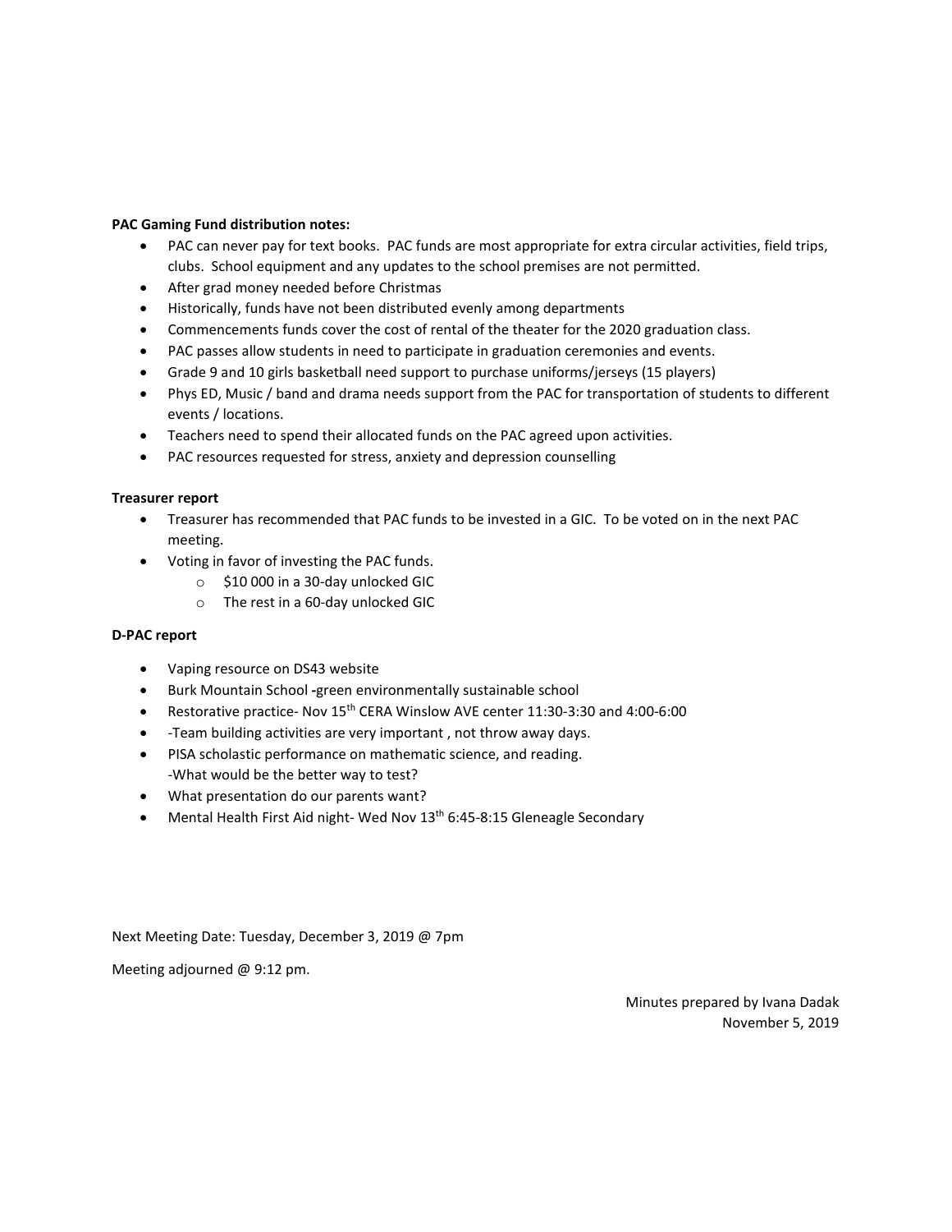**PAC Gaming Fund distribution notes:**

- PAC can never pay for text books. PAC funds are most appropriate for extra circular activities, field trips, clubs. School equipment and any updates to the school premises are not permitted.
- After grad money needed before Christmas
- Historically, funds have not been distributed evenly among departments
- Commencements funds cover the cost of rental of the theater for the 2020 graduation class.
- PAC passes allow students in need to participate in graduation ceremonies and events.
- Grade 9 and 10 girls basketball need support to purchase uniforms/jerseys (15 players)
- Phys ED, Music / band and drama needs support from the PAC for transportation of students to different events / locations.
- Teachers need to spend their allocated funds on the PAC agreed upon activities.
- PAC resources requested for stress, anxiety and depression counselling

**Treasurer report**

- Treasurer has recommended that PAC funds to be invested in a GIC. To be voted on in the next PAC meeting.
- Voting in favor of investing the PAC funds.
  - $10 000 in a 30-day unlocked GIC
  - The rest in a 60-day unlocked GIC

**D-PAC report**

- Vaping resource on DS43 website
- Burk Mountain School -green environmentally sustainable school
- Restorative practice- Nov 15th CERA Winslow AVE center 11:30-3:30 and 4:00-6:00
- -Team building activities are very important , not throw away days.
- PISA scholastic performance on mathematic science, and reading.
  -What would be the better way to test?
- What presentation do our parents want?
- Mental Health First Aid night- Wed Nov 13th 6:45-8:15 Gleneagle Secondary

Next Meeting Date: Tuesday, December 3, 2019 @ 7pm

Meeting adjourned @ 9:12 pm.

Minutes prepared by Ivana Dadak
November 5, 2019